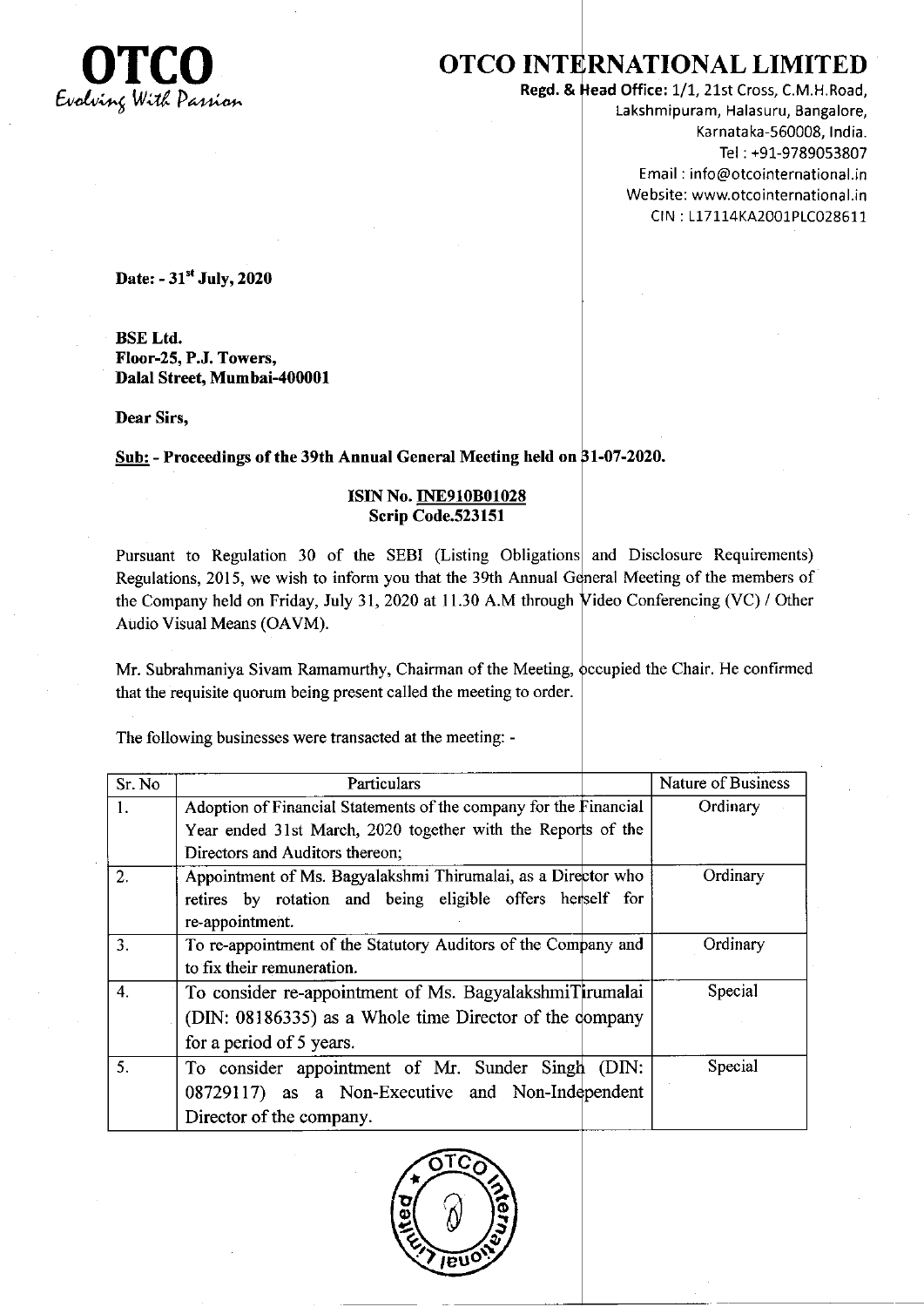**OTCO**
*Evolving With Passion*

# OTCO INTERNATIONAL LIMITED

**Regd. & Head Office:** 1/1, 21st Cross, C.M.H.Road,
Lakshmipuram, Halasuru, Bangalore,
Karnataka-560008, India.
Tel : +91-9789053807
Email : info@otcointernational.in
Website: www.otcointernational.in
CIN : L17114KA2001PLC028611

**Date: - 31st July, 2020**

**BSE Ltd.**
**Floor-25, P.J. Towers,**
**Dalal Street, Mumbai-400001**

**Dear Sirs,**

**<u>Sub:</u> - Proceedings of the 39th Annual General Meeting held on 31-07-2020.**

**ISIN No. <u>INE910B01028</u>**
**Scrip Code.523151**

Pursuant to Regulation 30 of the SEBI (Listing Obligations and Disclosure Requirements) Regulations, 2015, we wish to inform you that the 39th Annual General Meeting of the members of the Company held on Friday, July 31, 2020 at 11.30 A.M through Video Conferencing (VC) / Other Audio Visual Means (OAVM).

Mr. Subrahmaniya Sivam Ramamurthy, Chairman of the Meeting, occupied the Chair. He confirmed that the requisite quorum being present called the meeting to order.

The following businesses were transacted at the meeting: -

| Sr. No | Particulars | Nature of Business |
|---|---|---|
| 1. | Adoption of Financial Statements of the company for the Financial Year ended 31st March, 2020 together with the Reports of the Directors and Auditors thereon; | Ordinary |
| 2. | Appointment of Ms. Bagyalakshmi Thirumalai, as a Director who retires by rotation and being eligible offers herself for re-appointment. | Ordinary |
| 3. | To re-appointment of the Statutory Auditors of the Company and to fix their remuneration. | Ordinary |
| 4. | To consider re-appointment of Ms. BagyalakshmiTirumalai (DIN: 08186335) as a Whole time Director of the company for a period of 5 years. | Special |
| 5. | To consider appointment of Mr. Sunder Singh (DIN: 08729117) as a Non-Executive and Non-Independent Director of the company. | Special |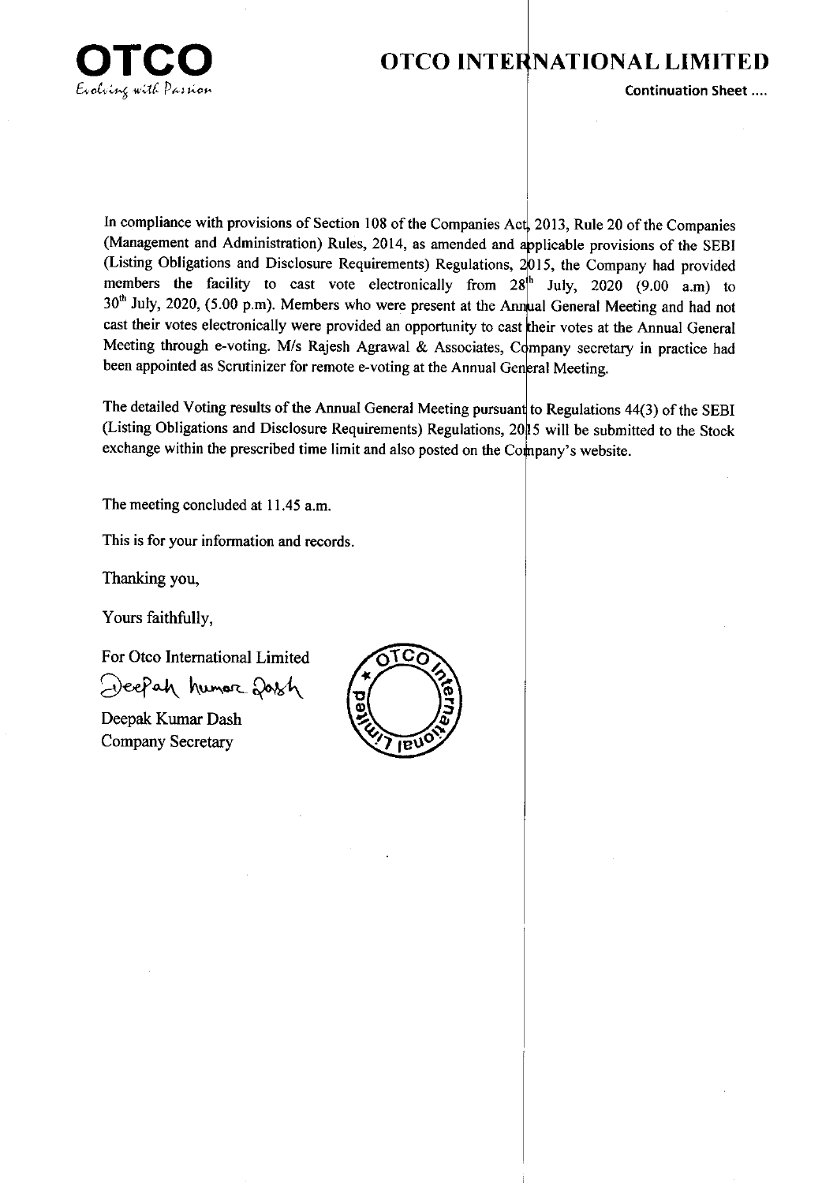In compliance with provisions of Section 108 of the Companies Act, 2013, Rule 20 of the Companies (Management and Administration) Rules, 2014, as amended and applicable provisions of the SEBI (Listing Obligations and Disclosure Requirements) Regulations, 2015, the Company had provided members the facility to cast vote electronically from 28th July, 2020 (9.00 a.m) to 30th July, 2020, (5.00 p.m). Members who were present at the Annual General Meeting and had not cast their votes electronically were provided an opportunity to cast their votes at the Annual General Meeting through e-voting. M/s Rajesh Agrawal & Associates, Company secretary in practice had been appointed as Scrutinizer for remote e-voting at the Annual General Meeting.

The detailed Voting results of the Annual General Meeting pursuant to Regulations 44(3) of the SEBI (Listing Obligations and Disclosure Requirements) Regulations, 2015 will be submitted to the Stock exchange within the prescribed time limit and also posted on the Company's website.

The meeting concluded at 11.45 a.m.

This is for your information and records.

Thanking you,

Yours faithfully,

For Otco International Limited

Deepak Kumar Dash
Company Secretary